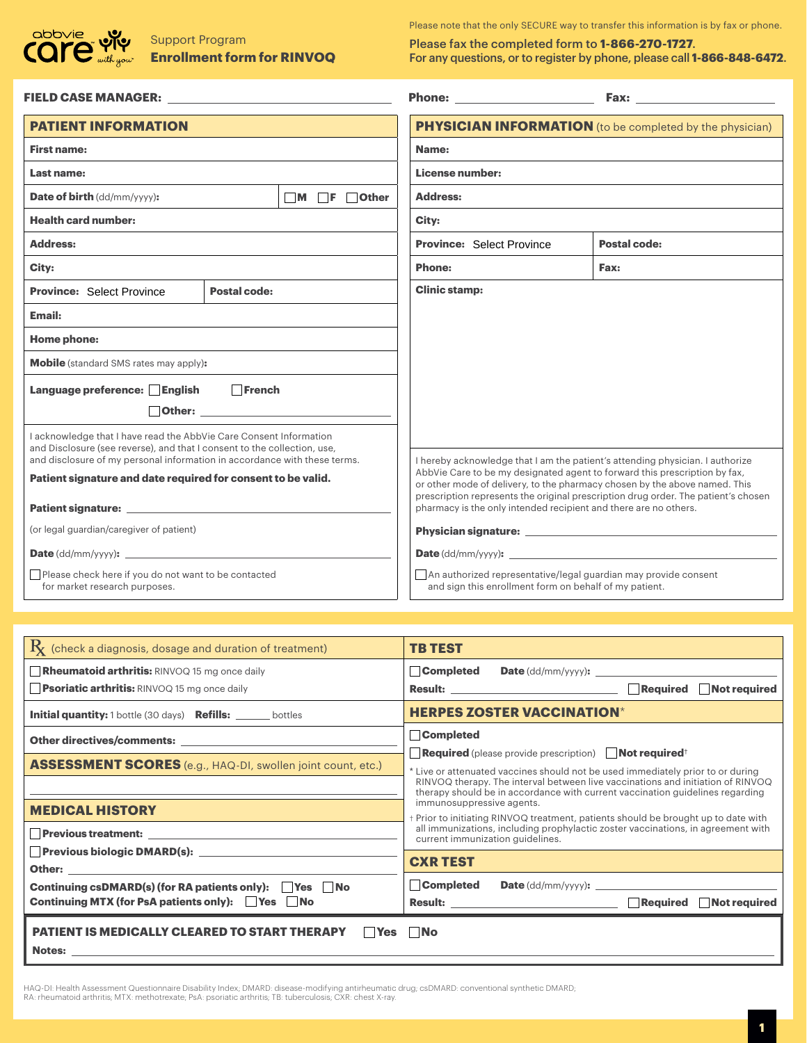abbvie care with you

Support Program
**Enrollment form for RINVOQ**

Please note that the only SECURE way to transfer this information is by fax or phone.

**Please fax the completed form to 1-866-270-1727.**
**For any questions, or to register by phone, please call 1-866-848-6472.**

**FIELD CASE MANAGER:** ____________________ **Phone:** ____________________ **Fax:** ____________________

## PATIENT INFORMATION

**First name:**

**Last name:**

**Date of birth** (dd/mm/yyyy)**:** ☐ M ☐ F ☐ Other

**Health card number:**

**Address:**

**City:**

**Province:** Select Province **Postal code:**

**Email:**

**Home phone:**

**Mobile** (standard SMS rates may apply)**:**

**Language preference:** ☐ English ☐ French ☐ Other: ____________________

I acknowledge that I have read the AbbVie Care Consent Information and Disclosure (see reverse), and that I consent to the collection, use, and disclosure of my personal information in accordance with these terms.

**Patient signature and date required for consent to be valid.**

**Patient signature:** ____________________

(or legal guardian/caregiver of patient)

**Date** (dd/mm/yyyy)**:** ____________________

☐ Please check here if you do not want to be contacted for market research purposes.

## PHYSICIAN INFORMATION (to be completed by the physician)

**Name:**

**License number:**

**Address:**

**City:**

**Province:** Select Province **Postal code:**

**Phone:** **Fax:**

**Clinic stamp:**

I hereby acknowledge that I am the patient's attending physician. I authorize AbbVie Care to be my designated agent to forward this prescription by fax, or other mode of delivery, to the pharmacy chosen by the above named. This prescription represents the original prescription drug order. The patient's chosen pharmacy is the only intended recipient and there are no others.

**Physician signature:** ____________________

**Date** (dd/mm/yyyy)**:** ____________________

☐ An authorized representative/legal guardian may provide consent and sign this enrollment form on behalf of my patient.

## Rx (check a diagnosis, dosage and duration of treatment)

☐ **Rheumatoid arthritis:** RINVOQ 15 mg once daily

☐ **Psoriatic arthritis:** RINVOQ 15 mg once daily

**Initial quantity:** 1 bottle (30 days) **Refills:** ______ bottles

**Other directives/comments:** ____________________

## ASSESSMENT SCORES (e.g., HAQ-DI, swollen joint count, etc.)

____________________

## MEDICAL HISTORY

☐ **Previous treatment:** ____________________

☐ **Previous biologic DMARD(s):** ____________________

**Other:** ____________________

**Continuing csDMARD(s) (for RA patients only):** ☐ Yes ☐ No

**Continuing MTX (for PsA patients only):** ☐ Yes ☐ No

## TB TEST

☐ **Completed** **Date** (dd/mm/yyyy)**:** ____________________

**Result:** ____________________ ☐ **Required** ☐ **Not required**

## HERPES ZOSTER VACCINATION*

☐ **Completed**

☐ **Required** (please provide prescription) ☐ **Not required**†

* Live or attenuated vaccines should not be used immediately prior to or during RINVOQ therapy. The interval between live vaccinations and initiation of RINVOQ therapy should be in accordance with current vaccination guidelines regarding immunosuppressive agents.

† Prior to initiating RINVOQ treatment, patients should be brought up to date with all immunizations, including prophylactic zoster vaccinations, in agreement with current immunization guidelines.

## CXR TEST

☐ **Completed** **Date** (dd/mm/yyyy)**:** ____________________

**Result:** ____________________ ☐ **Required** ☐ **Not required**

**PATIENT IS MEDICALLY CLEARED TO START THERAPY** ☐ **Yes** ☐ **No**

**Notes:** ____________________

HAQ-DI: Health Assessment Questionnaire Disability Index; DMARD: disease-modifying antirheumatic drug; csDMARD: conventional synthetic DMARD; RA: rheumatoid arthritis; MTX: methotrexate; PsA: psoriatic arthritis; TB: tuberculosis; CXR: chest X-ray.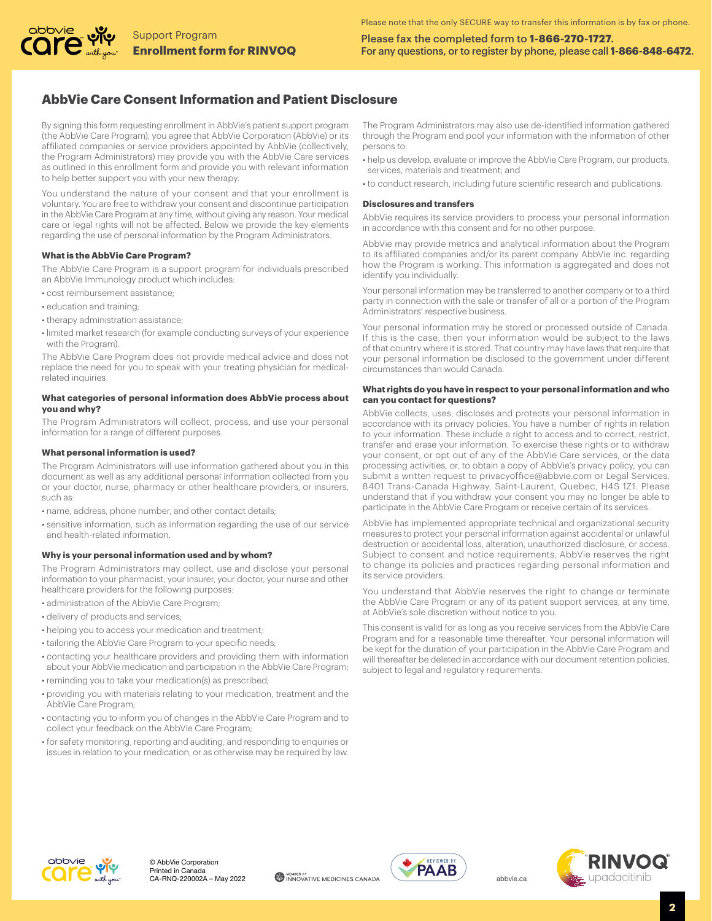Please note that the only SECURE way to transfer this information is by fax or phone.

Support Program
**Enrollment form for RINVOQ**

Please fax the completed form to **1-866-270-1727**.
For any questions, or to register by phone, please call **1-866-848-6472**.

## AbbVie Care Consent Information and Patient Disclosure

By signing this form requesting enrollment in AbbVie's patient support program (the AbbVie Care Program), you agree that AbbVie Corporation (AbbVie) or its affiliated companies or service providers appointed by AbbVie (collectively, the Program Administrators) may provide you with the AbbVie Care services as outlined in this enrollment form and provide you with relevant information to help better support you with your new therapy.

You understand the nature of your consent and that your enrollment is voluntary. You are free to withdraw your consent and discontinue participation in the AbbVie Care Program at any time, without giving any reason. Your medical care or legal rights will not be affected. Below we provide the key elements regarding the use of personal information by the Program Administrators.

### What is the AbbVie Care Program?

The AbbVie Care Program is a support program for individuals prescribed an AbbVie Immunology product which includes:

- cost reimbursement assistance;
- education and training;
- therapy administration assistance;
- limited market research (for example conducting surveys of your experience with the Program).

The AbbVie Care Program does not provide medical advice and does not replace the need for you to speak with your treating physician for medical-related inquiries.

### What categories of personal information does AbbVie process about you and why?

The Program Administrators will collect, process, and use your personal information for a range of different purposes.

### What personal information is used?

The Program Administrators will use information gathered about you in this document as well as any additional personal information collected from you or your doctor, nurse, pharmacy or other healthcare providers, or insurers, such as:

- name, address, phone number, and other contact details;
- sensitive information, such as information regarding the use of our service and health-related information.

### Why is your personal information used and by whom?

The Program Administrators may collect, use and disclose your personal information to your pharmacist, your insurer, your doctor, your nurse and other healthcare providers for the following purposes:

- administration of the AbbVie Care Program;
- delivery of products and services;
- helping you to access your medication and treatment;
- tailoring the AbbVie Care Program to your specific needs;
- contacting your healthcare providers and providing them with information about your AbbVie medication and participation in the AbbVie Care Program;
- reminding you to take your medication(s) as prescribed;
- providing you with materials relating to your medication, treatment and the AbbVie Care Program;
- contacting you to inform you of changes in the AbbVie Care Program and to collect your feedback on the AbbVie Care Program;
- for safety monitoring, reporting and auditing, and responding to enquiries or issues in relation to your medication, or as otherwise may be required by law.

The Program Administrators may also use de-identified information gathered through the Program and pool your information with the information of other persons to:

- help us develop, evaluate or improve the AbbVie Care Program, our products, services, materials and treatment; and
- to conduct research, including future scientific research and publications.

### Disclosures and transfers

AbbVie requires its service providers to process your personal information in accordance with this consent and for no other purpose.

AbbVie may provide metrics and analytical information about the Program to its affiliated companies and/or its parent company AbbVie Inc. regarding how the Program is working. This information is aggregated and does not identify you individually.

Your personal information may be transferred to another company or to a third party in connection with the sale or transfer of all or a portion of the Program Administrators' respective business.

Your personal information may be stored or processed outside of Canada. If this is the case, then your information would be subject to the laws of that country where it is stored. That country may have laws that require that your personal information be disclosed to the government under different circumstances than would Canada.

### What rights do you have in respect to your personal information and who can you contact for questions?

AbbVie collects, uses, discloses and protects your personal information in accordance with its privacy policies. You have a number of rights in relation to your information. These include a right to access and to correct, restrict, transfer and erase your information. To exercise these rights or to withdraw your consent, or opt out of any of the AbbVie Care services, or the data processing activities, or, to obtain a copy of AbbVie's privacy policy, you can submit a written request to privacyoffice@abbvie.com or Legal Services, 8401 Trans-Canada Highway, Saint-Laurent, Quebec, H4S 1Z1. Please understand that if you withdraw your consent you may no longer be able to participate in the AbbVie Care Program or receive certain of its services.

AbbVie has implemented appropriate technical and organizational security measures to protect your personal information against accidental or unlawful destruction or accidental loss, alteration, unauthorized disclosure, or access. Subject to consent and notice requirements, AbbVie reserves the right to change its policies and practices regarding personal information and its service providers.

You understand that AbbVie reserves the right to change or terminate the AbbVie Care Program or any of its patient support services, at any time, at AbbVie's sole discretion without notice to you.

This consent is valid for as long as you receive services from the AbbVie Care Program and for a reasonable time thereafter. Your personal information will be kept for the duration of your participation in the AbbVie Care Program and will thereafter be deleted in accordance with our document retention policies, subject to legal and regulatory requirements.

© AbbVie Corporation
Printed in Canada
CA-RNQ-220002A – May 2022

MEMBER OF INNOVATIVE MEDICINES CANADA

REVIEWED BY PAAB

abbvie.ca

RINVOQ® upadacitinib